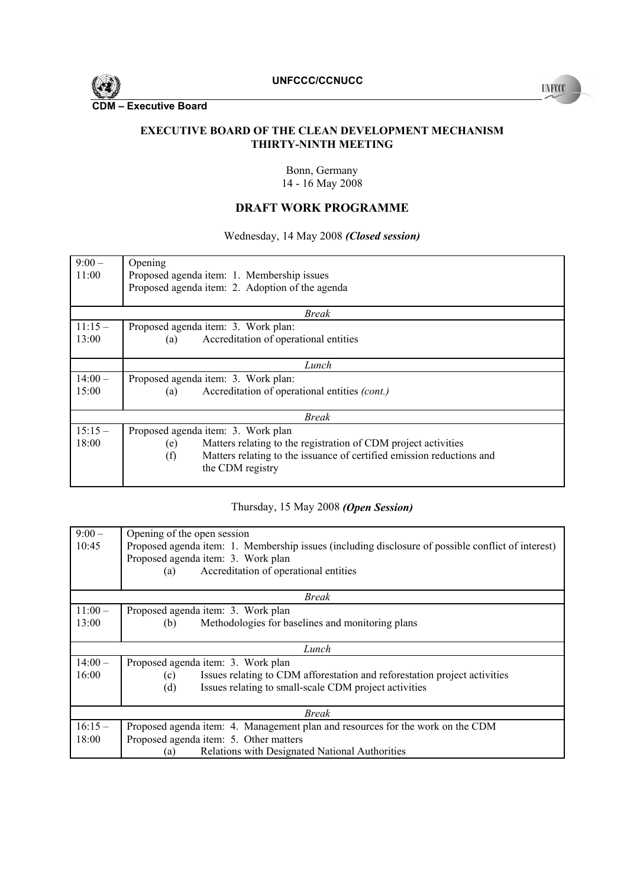UNFCCC/CCNUCC

CDM – Executive Board

# EXECUTIVE BOARD OF THE CLEAN DEVELOPMENT MECHANISM THIRTY-NINTH MEETING

Bonn, Germany
14 - 16 May 2008

## DRAFT WORK PROGRAMME

Wednesday, 14 May 2008 ***(Closed session)***

| | |
|---|---|
| 9:00 – 11:00 | Opening<br>Proposed agenda item: 1. Membership issues<br>Proposed agenda item: 2. Adoption of the agenda |
| | *Break* |
| 11:15 – 13:00 | Proposed agenda item: 3. Work plan:<br>(a) Accreditation of operational entities |
| | *Lunch* |
| 14:00 – 15:00 | Proposed agenda item: 3. Work plan:<br>(a) Accreditation of operational entities *(cont.)* |
| | *Break* |
| 15:15 – 18:00 | Proposed agenda item: 3. Work plan<br>(e) Matters relating to the registration of CDM project activities<br>(f) Matters relating to the issuance of certified emission reductions and the CDM registry |

Thursday, 15 May 2008 ***(Open Session)***

| | |
|---|---|
| 9:00 – 10:45 | Opening of the open session<br>Proposed agenda item: 1. Membership issues (including disclosure of possible conflict of interest)<br>Proposed agenda item: 3. Work plan<br>(a) Accreditation of operational entities |
| | *Break* |
| 11:00 – 13:00 | Proposed agenda item: 3. Work plan<br>(b) Methodologies for baselines and monitoring plans |
| | *Lunch* |
| 14:00 – 16:00 | Proposed agenda item: 3. Work plan<br>(c) Issues relating to CDM afforestation and reforestation project activities<br>(d) Issues relating to small-scale CDM project activities |
| | *Break* |
| 16:15 – 18:00 | Proposed agenda item: 4. Management plan and resources for the work on the CDM<br>Proposed agenda item: 5. Other matters<br>(a) Relations with Designated National Authorities |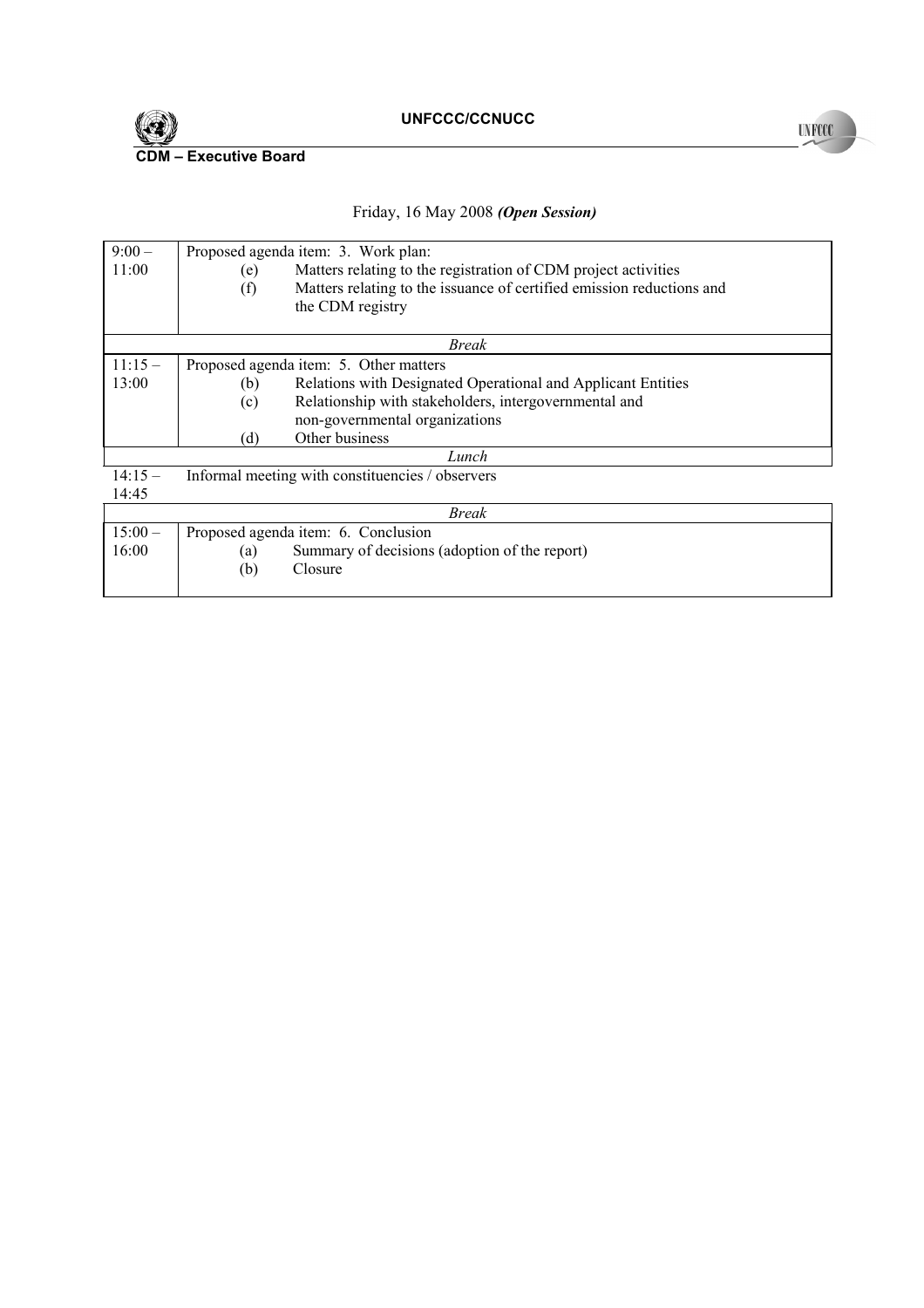Friday, 16 May 2008 ***(Open Session)***

| | |
|---|---|
| 9:00 – 11:00 | Proposed agenda item: 3. Work plan:<br>(e) Matters relating to the registration of CDM project activities<br>(f) Matters relating to the issuance of certified emission reductions and the CDM registry |
| | *Break* |
| 11:15 – 13:00 | Proposed agenda item: 5. Other matters<br>(b) Relations with Designated Operational and Applicant Entities<br>(c) Relationship with stakeholders, intergovernmental and non-governmental organizations<br>(d) Other business |
| | *Lunch* |
| 14:15 – 14:45 | Informal meeting with constituencies / observers |
| | *Break* |
| 15:00 – 16:00 | Proposed agenda item: 6. Conclusion<br>(a) Summary of decisions (adoption of the report)<br>(b) Closure |